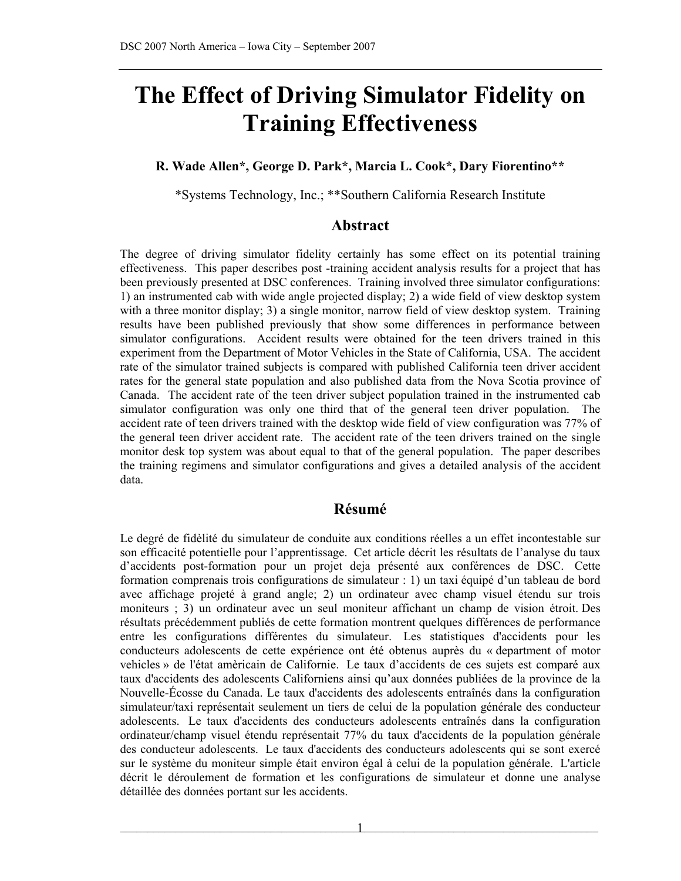# The Effect of Driving Simulator Fidelity on Training Effectiveness

**R. Wade Allen\*, George D. Park\*, Marcia L. Cook\*, Dary Fiorentino\*\***

\*Systems Technology, Inc.; \*\*Southern California Research Institute

## Abstract

The degree of driving simulator fidelity certainly has some effect on its potential training effectiveness. This paper describes post -training accident analysis results for a project that has been previously presented at DSC conferences. Training involved three simulator configurations: 1) an instrumented cab with wide angle projected display; 2) a wide field of view desktop system with a three monitor display; 3) a single monitor, narrow field of view desktop system. Training results have been published previously that show some differences in performance between simulator configurations. Accident results were obtained for the teen drivers trained in this experiment from the Department of Motor Vehicles in the State of California, USA. The accident rate of the simulator trained subjects is compared with published California teen driver accident rates for the general state population and also published data from the Nova Scotia province of Canada. The accident rate of the teen driver subject population trained in the instrumented cab simulator configuration was only one third that of the general teen driver population. The accident rate of teen drivers trained with the desktop wide field of view configuration was 77% of the general teen driver accident rate. The accident rate of the teen drivers trained on the single monitor desk top system was about equal to that of the general population. The paper describes the training regimens and simulator configurations and gives a detailed analysis of the accident data.

## Résumé

Le degré de fidèlité du simulateur de conduite aux conditions réelles a un effet incontestable sur son efficacité potentielle pour l'apprentissage. Cet article décrit les résultats de l'analyse du taux d'accidents post-formation pour un projet deja présenté aux conférences de DSC. Cette formation comprenais trois configurations de simulateur : 1) un taxi équipé d'un tableau de bord avec affichage projeté à grand angle; 2) un ordinateur avec champ visuel étendu sur trois moniteurs ; 3) un ordinateur avec un seul moniteur affichant un champ de vision étroit. Des résultats précédemment publiés de cette formation montrent quelques différences de performance entre les configurations différentes du simulateur. Les statistiques d'accidents pour les conducteurs adolescents de cette expérience ont été obtenus auprès du « department of motor vehicles » de l'état amèricain de Californie. Le taux d'accidents de ces sujets est comparé aux taux d'accidents des adolescents Californiens ainsi qu'aux données publiées de la province de la Nouvelle-Écosse du Canada. Le taux d'accidents des adolescents entraînés dans la configuration simulateur/taxi représentait seulement un tiers de celui de la population générale des conducteur adolescents. Le taux d'accidents des conducteurs adolescents entraînés dans la configuration ordinateur/champ visuel étendu représentait 77% du taux d'accidents de la population générale des conducteur adolescents. Le taux d'accidents des conducteurs adolescents qui se sont exercé sur le système du moniteur simple était environ égal à celui de la population générale. L'article décrit le déroulement de formation et les configurations de simulateur et donne une analyse détaillée des données portant sur les accidents.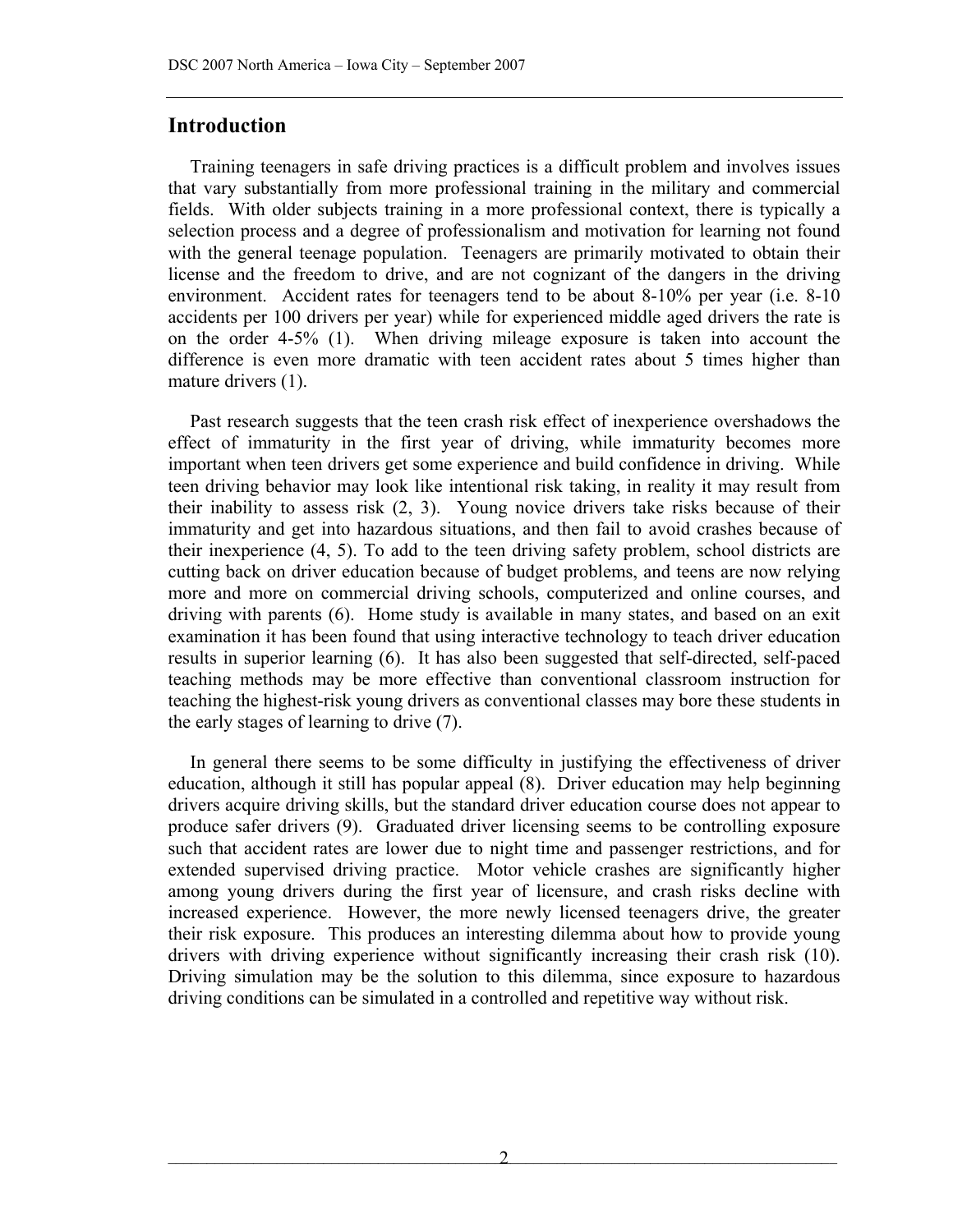## Introduction

Training teenagers in safe driving practices is a difficult problem and involves issues that vary substantially from more professional training in the military and commercial fields. With older subjects training in a more professional context, there is typically a selection process and a degree of professionalism and motivation for learning not found with the general teenage population. Teenagers are primarily motivated to obtain their license and the freedom to drive, and are not cognizant of the dangers in the driving environment. Accident rates for teenagers tend to be about 8-10% per year (i.e. 8-10 accidents per 100 drivers per year) while for experienced middle aged drivers the rate is on the order 4-5% (1). When driving mileage exposure is taken into account the difference is even more dramatic with teen accident rates about 5 times higher than mature drivers (1).

Past research suggests that the teen crash risk effect of inexperience overshadows the effect of immaturity in the first year of driving, while immaturity becomes more important when teen drivers get some experience and build confidence in driving. While teen driving behavior may look like intentional risk taking, in reality it may result from their inability to assess risk (2, 3). Young novice drivers take risks because of their immaturity and get into hazardous situations, and then fail to avoid crashes because of their inexperience (4, 5). To add to the teen driving safety problem, school districts are cutting back on driver education because of budget problems, and teens are now relying more and more on commercial driving schools, computerized and online courses, and driving with parents (6). Home study is available in many states, and based on an exit examination it has been found that using interactive technology to teach driver education results in superior learning (6). It has also been suggested that self-directed, self-paced teaching methods may be more effective than conventional classroom instruction for teaching the highest-risk young drivers as conventional classes may bore these students in the early stages of learning to drive (7).

In general there seems to be some difficulty in justifying the effectiveness of driver education, although it still has popular appeal (8). Driver education may help beginning drivers acquire driving skills, but the standard driver education course does not appear to produce safer drivers (9). Graduated driver licensing seems to be controlling exposure such that accident rates are lower due to night time and passenger restrictions, and for extended supervised driving practice. Motor vehicle crashes are significantly higher among young drivers during the first year of licensure, and crash risks decline with increased experience. However, the more newly licensed teenagers drive, the greater their risk exposure. This produces an interesting dilemma about how to provide young drivers with driving experience without significantly increasing their crash risk (10). Driving simulation may be the solution to this dilemma, since exposure to hazardous driving conditions can be simulated in a controlled and repetitive way without risk.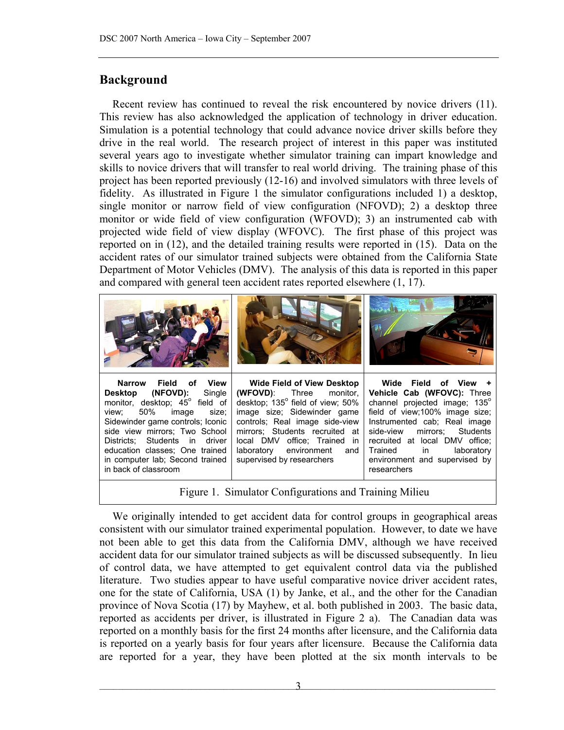## Background

Recent review has continued to reveal the risk encountered by novice drivers (11). This review has also acknowledged the application of technology in driver education. Simulation is a potential technology that could advance novice driver skills before they drive in the real world. The research project of interest in this paper was instituted several years ago to investigate whether simulator training can impart knowledge and skills to novice drivers that will transfer to real world driving. The training phase of this project has been reported previously (12-16) and involved simulators with three levels of fidelity. As illustrated in Figure 1 the simulator configurations included 1) a desktop, single monitor or narrow field of view configuration (NFOVD); 2) a desktop three monitor or wide field of view configuration (WFOVD); 3) an instrumented cab with projected wide field of view display (WFOVC). The first phase of this project was reported on in (12), and the detailed training results were reported in (15). Data on the accident rates of our simulator trained subjects were obtained from the California State Department of Motor Vehicles (DMV). The analysis of this data is reported in this paper and compared with general teen accident rates reported elsewhere (1, 17).

| **Narrow Field of View Desktop (NFOVD):** Single monitor, desktop; 45° field of view; 50% image size; Sidewinder game controls; Iconic side view mirrors; Two School Districts; Students in driver education classes; One trained in computer lab; Second trained in back of classroom | **Wide Field of View Desktop (WFOVD):** Three monitor, desktop; 135° field of view; 50% image size; Sidewinder game controls; Real image side-view mirrors; Students recruited at local DMV office; Trained in laboratory environment and supervised by researchers | **Wide Field of View + Vehicle Cab (WFOVC):** Three channel projected image; 135° field of view;100% image size; Instrumented cab; Real image side-view mirrors; Students recruited at local DMV office; Trained in laboratory environment and supervised by researchers |
|---|---|---|

Figure 1. Simulator Configurations and Training Milieu

We originally intended to get accident data for control groups in geographical areas consistent with our simulator trained experimental population. However, to date we have not been able to get this data from the California DMV, although we have received accident data for our simulator trained subjects as will be discussed subsequently. In lieu of control data, we have attempted to get equivalent control data via the published literature. Two studies appear to have useful comparative novice driver accident rates, one for the state of California, USA (1) by Janke, et al., and the other for the Canadian province of Nova Scotia (17) by Mayhew, et al. both published in 2003. The basic data, reported as accidents per driver, is illustrated in Figure 2 a). The Canadian data was reported on a monthly basis for the first 24 months after licensure, and the California data is reported on a yearly basis for four years after licensure. Because the California data are reported for a year, they have been plotted at the six month intervals to be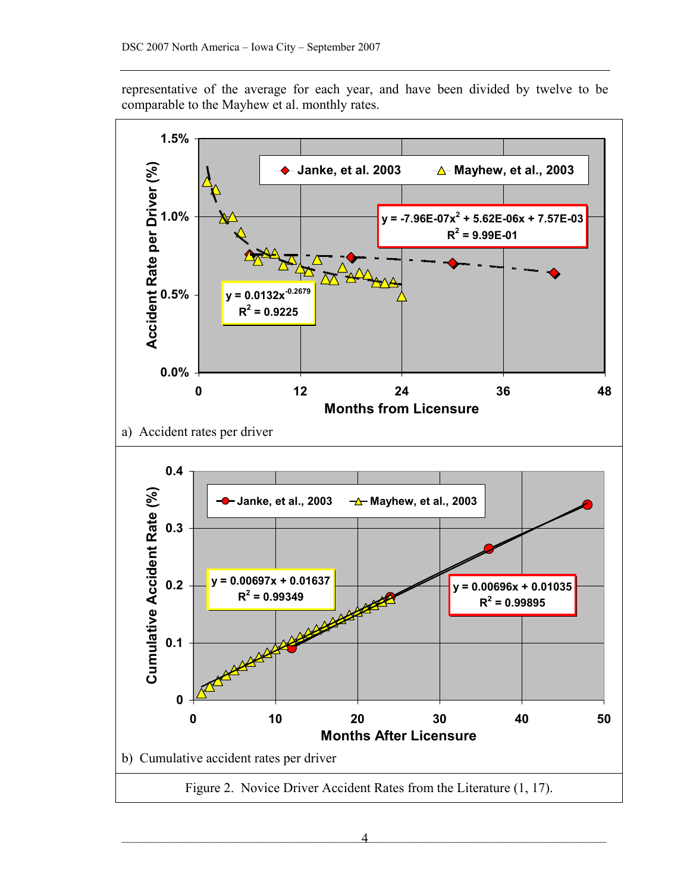representative of the average for each year, and have been divided by twelve to be comparable to the Mayhew et al. monthly rates.

a) Accident rates per driver

b) Cumulative accident rates per driver

Figure 2. Novice Driver Accident Rates from the Literature (1, 17).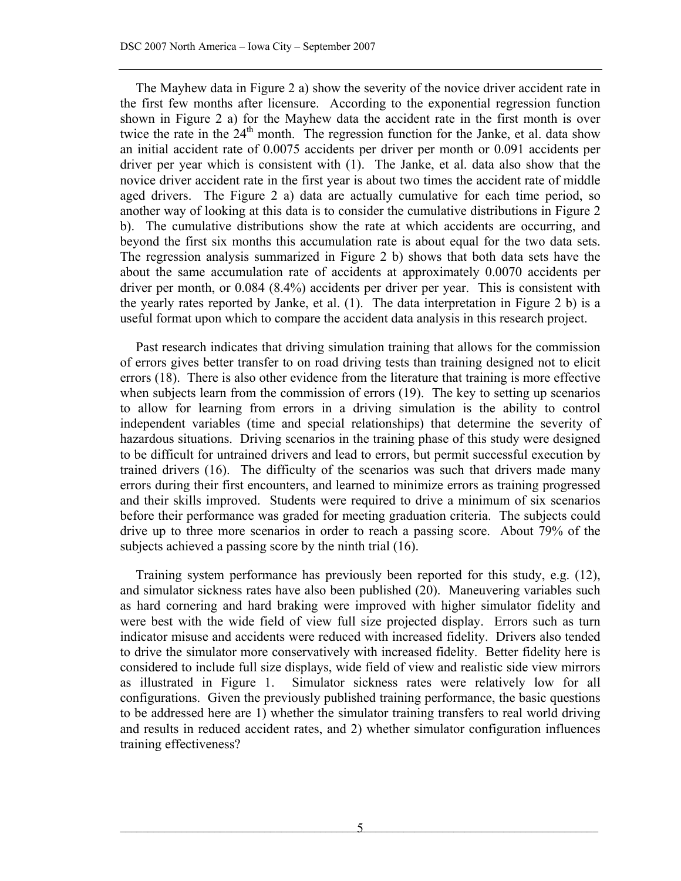The Mayhew data in Figure 2 a) show the severity of the novice driver accident rate in the first few months after licensure. According to the exponential regression function shown in Figure 2 a) for the Mayhew data the accident rate in the first month is over twice the rate in the 24th month. The regression function for the Janke, et al. data show an initial accident rate of 0.0075 accidents per driver per month or 0.091 accidents per driver per year which is consistent with (1). The Janke, et al. data also show that the novice driver accident rate in the first year is about two times the accident rate of middle aged drivers. The Figure 2 a) data are actually cumulative for each time period, so another way of looking at this data is to consider the cumulative distributions in Figure 2 b). The cumulative distributions show the rate at which accidents are occurring, and beyond the first six months this accumulation rate is about equal for the two data sets. The regression analysis summarized in Figure 2 b) shows that both data sets have the about the same accumulation rate of accidents at approximately 0.0070 accidents per driver per month, or 0.084 (8.4%) accidents per driver per year. This is consistent with the yearly rates reported by Janke, et al. (1). The data interpretation in Figure 2 b) is a useful format upon which to compare the accident data analysis in this research project.

Past research indicates that driving simulation training that allows for the commission of errors gives better transfer to on road driving tests than training designed not to elicit errors (18). There is also other evidence from the literature that training is more effective when subjects learn from the commission of errors (19). The key to setting up scenarios to allow for learning from errors in a driving simulation is the ability to control independent variables (time and special relationships) that determine the severity of hazardous situations. Driving scenarios in the training phase of this study were designed to be difficult for untrained drivers and lead to errors, but permit successful execution by trained drivers (16). The difficulty of the scenarios was such that drivers made many errors during their first encounters, and learned to minimize errors as training progressed and their skills improved. Students were required to drive a minimum of six scenarios before their performance was graded for meeting graduation criteria. The subjects could drive up to three more scenarios in order to reach a passing score. About 79% of the subjects achieved a passing score by the ninth trial (16).

Training system performance has previously been reported for this study, e.g. (12), and simulator sickness rates have also been published (20). Maneuvering variables such as hard cornering and hard braking were improved with higher simulator fidelity and were best with the wide field of view full size projected display. Errors such as turn indicator misuse and accidents were reduced with increased fidelity. Drivers also tended to drive the simulator more conservatively with increased fidelity. Better fidelity here is considered to include full size displays, wide field of view and realistic side view mirrors as illustrated in Figure 1. Simulator sickness rates were relatively low for all configurations. Given the previously published training performance, the basic questions to be addressed here are 1) whether the simulator training transfers to real world driving and results in reduced accident rates, and 2) whether simulator configuration influences training effectiveness?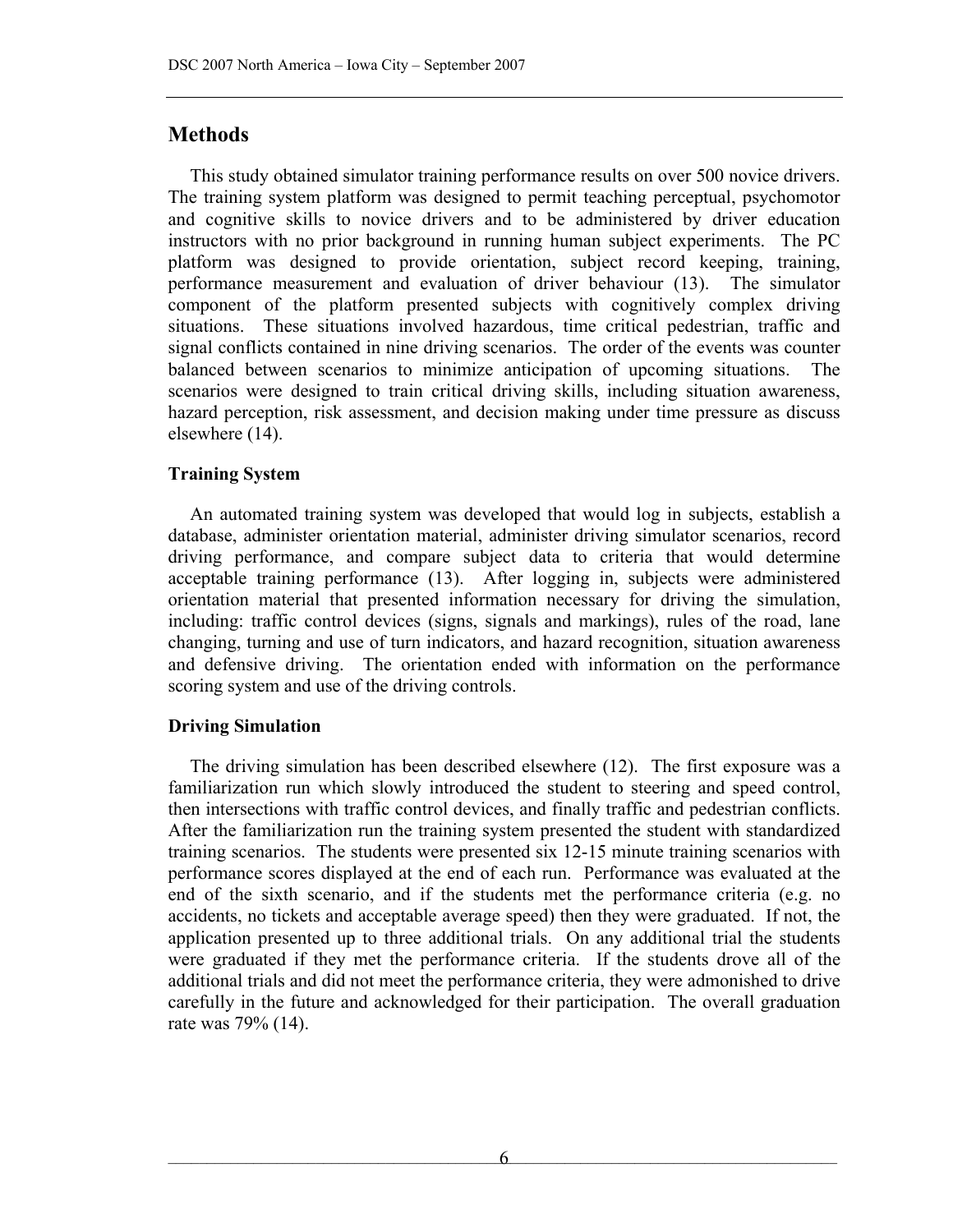## Methods

This study obtained simulator training performance results on over 500 novice drivers. The training system platform was designed to permit teaching perceptual, psychomotor and cognitive skills to novice drivers and to be administered by driver education instructors with no prior background in running human subject experiments. The PC platform was designed to provide orientation, subject record keeping, training, performance measurement and evaluation of driver behaviour (13). The simulator component of the platform presented subjects with cognitively complex driving situations. These situations involved hazardous, time critical pedestrian, traffic and signal conflicts contained in nine driving scenarios. The order of the events was counter balanced between scenarios to minimize anticipation of upcoming situations. The scenarios were designed to train critical driving skills, including situation awareness, hazard perception, risk assessment, and decision making under time pressure as discuss elsewhere (14).

### Training System

An automated training system was developed that would log in subjects, establish a database, administer orientation material, administer driving simulator scenarios, record driving performance, and compare subject data to criteria that would determine acceptable training performance (13). After logging in, subjects were administered orientation material that presented information necessary for driving the simulation, including: traffic control devices (signs, signals and markings), rules of the road, lane changing, turning and use of turn indicators, and hazard recognition, situation awareness and defensive driving. The orientation ended with information on the performance scoring system and use of the driving controls.

### Driving Simulation

The driving simulation has been described elsewhere (12). The first exposure was a familiarization run which slowly introduced the student to steering and speed control, then intersections with traffic control devices, and finally traffic and pedestrian conflicts. After the familiarization run the training system presented the student with standardized training scenarios. The students were presented six 12-15 minute training scenarios with performance scores displayed at the end of each run. Performance was evaluated at the end of the sixth scenario, and if the students met the performance criteria (e.g. no accidents, no tickets and acceptable average speed) then they were graduated. If not, the application presented up to three additional trials. On any additional trial the students were graduated if they met the performance criteria. If the students drove all of the additional trials and did not meet the performance criteria, they were admonished to drive carefully in the future and acknowledged for their participation. The overall graduation rate was 79% (14).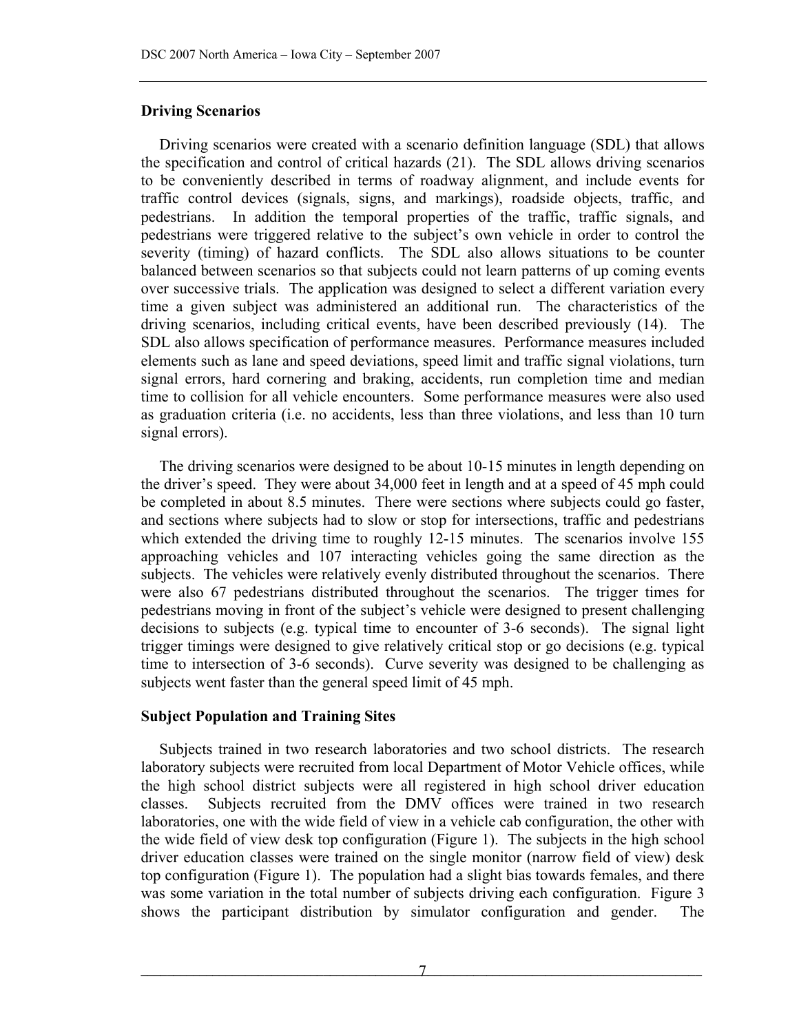## Driving Scenarios

Driving scenarios were created with a scenario definition language (SDL) that allows the specification and control of critical hazards (21). The SDL allows driving scenarios to be conveniently described in terms of roadway alignment, and include events for traffic control devices (signals, signs, and markings), roadside objects, traffic, and pedestrians. In addition the temporal properties of the traffic, traffic signals, and pedestrians were triggered relative to the subject's own vehicle in order to control the severity (timing) of hazard conflicts. The SDL also allows situations to be counter balanced between scenarios so that subjects could not learn patterns of up coming events over successive trials. The application was designed to select a different variation every time a given subject was administered an additional run. The characteristics of the driving scenarios, including critical events, have been described previously (14). The SDL also allows specification of performance measures. Performance measures included elements such as lane and speed deviations, speed limit and traffic signal violations, turn signal errors, hard cornering and braking, accidents, run completion time and median time to collision for all vehicle encounters. Some performance measures were also used as graduation criteria (i.e. no accidents, less than three violations, and less than 10 turn signal errors).

The driving scenarios were designed to be about 10-15 minutes in length depending on the driver's speed. They were about 34,000 feet in length and at a speed of 45 mph could be completed in about 8.5 minutes. There were sections where subjects could go faster, and sections where subjects had to slow or stop for intersections, traffic and pedestrians which extended the driving time to roughly 12-15 minutes. The scenarios involve 155 approaching vehicles and 107 interacting vehicles going the same direction as the subjects. The vehicles were relatively evenly distributed throughout the scenarios. There were also 67 pedestrians distributed throughout the scenarios. The trigger times for pedestrians moving in front of the subject's vehicle were designed to present challenging decisions to subjects (e.g. typical time to encounter of 3-6 seconds). The signal light trigger timings were designed to give relatively critical stop or go decisions (e.g. typical time to intersection of 3-6 seconds). Curve severity was designed to be challenging as subjects went faster than the general speed limit of 45 mph.

## Subject Population and Training Sites

Subjects trained in two research laboratories and two school districts. The research laboratory subjects were recruited from local Department of Motor Vehicle offices, while the high school district subjects were all registered in high school driver education classes. Subjects recruited from the DMV offices were trained in two research laboratories, one with the wide field of view in a vehicle cab configuration, the other with the wide field of view desk top configuration (Figure 1). The subjects in the high school driver education classes were trained on the single monitor (narrow field of view) desk top configuration (Figure 1). The population had a slight bias towards females, and there was some variation in the total number of subjects driving each configuration. Figure 3 shows the participant distribution by simulator configuration and gender. The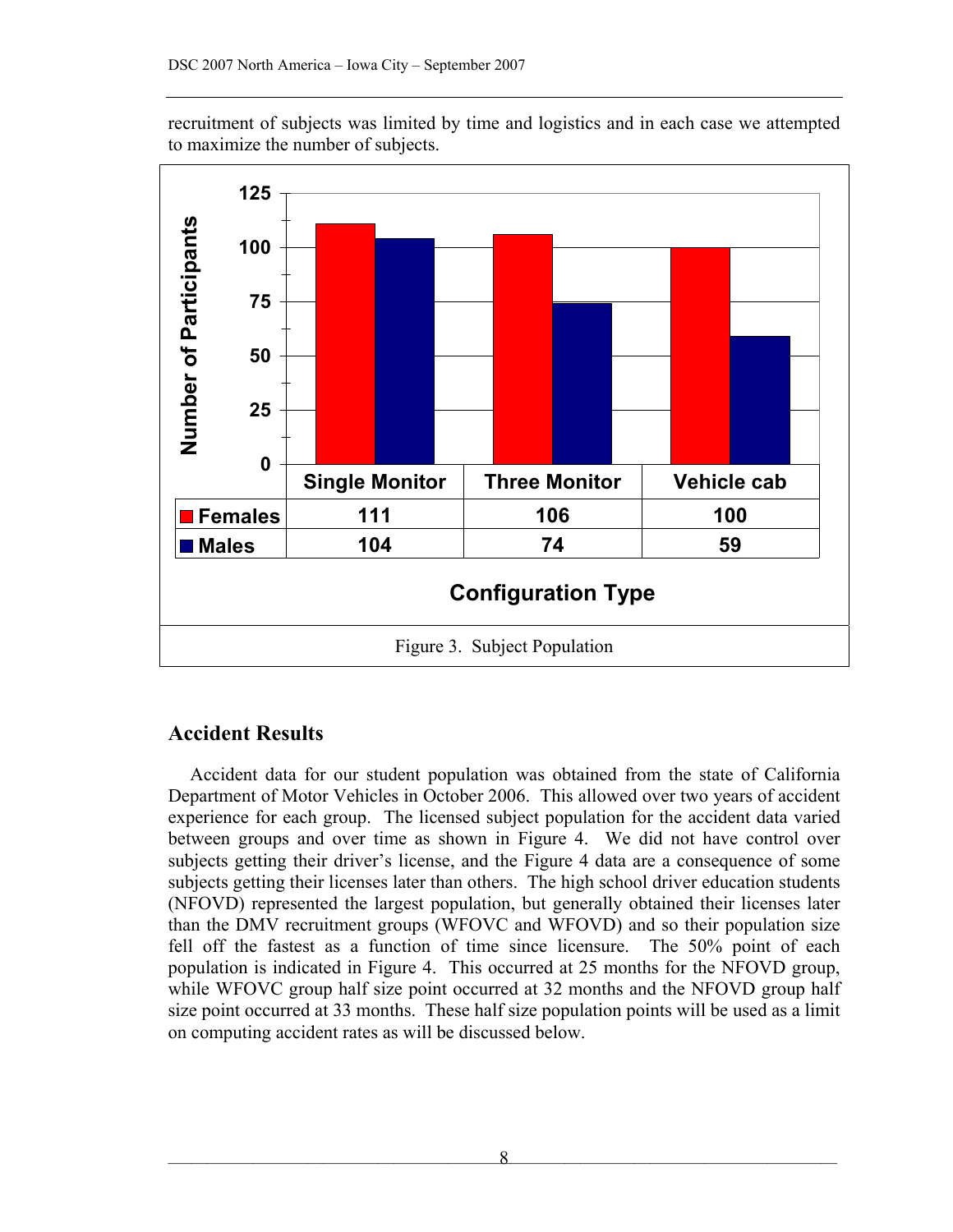recruitment of subjects was limited by time and logistics and in each case we attempted to maximize the number of subjects.

| | Single Monitor | Three Monitor | Vehicle cab |
|---|---|---|---|
| Females | 111 | 106 | 100 |
| Males | 104 | 74 | 59 |

Figure 3. Subject Population

## Accident Results

Accident data for our student population was obtained from the state of California Department of Motor Vehicles in October 2006. This allowed over two years of accident experience for each group. The licensed subject population for the accident data varied between groups and over time as shown in Figure 4. We did not have control over subjects getting their driver's license, and the Figure 4 data are a consequence of some subjects getting their licenses later than others. The high school driver education students (NFOVD) represented the largest population, but generally obtained their licenses later than the DMV recruitment groups (WFOVC and WFOVD) and so their population size fell off the fastest as a function of time since licensure. The 50% point of each population is indicated in Figure 4. This occurred at 25 months for the NFOVD group, while WFOVC group half size point occurred at 32 months and the NFOVD group half size point occurred at 33 months. These half size population points will be used as a limit on computing accident rates as will be discussed below.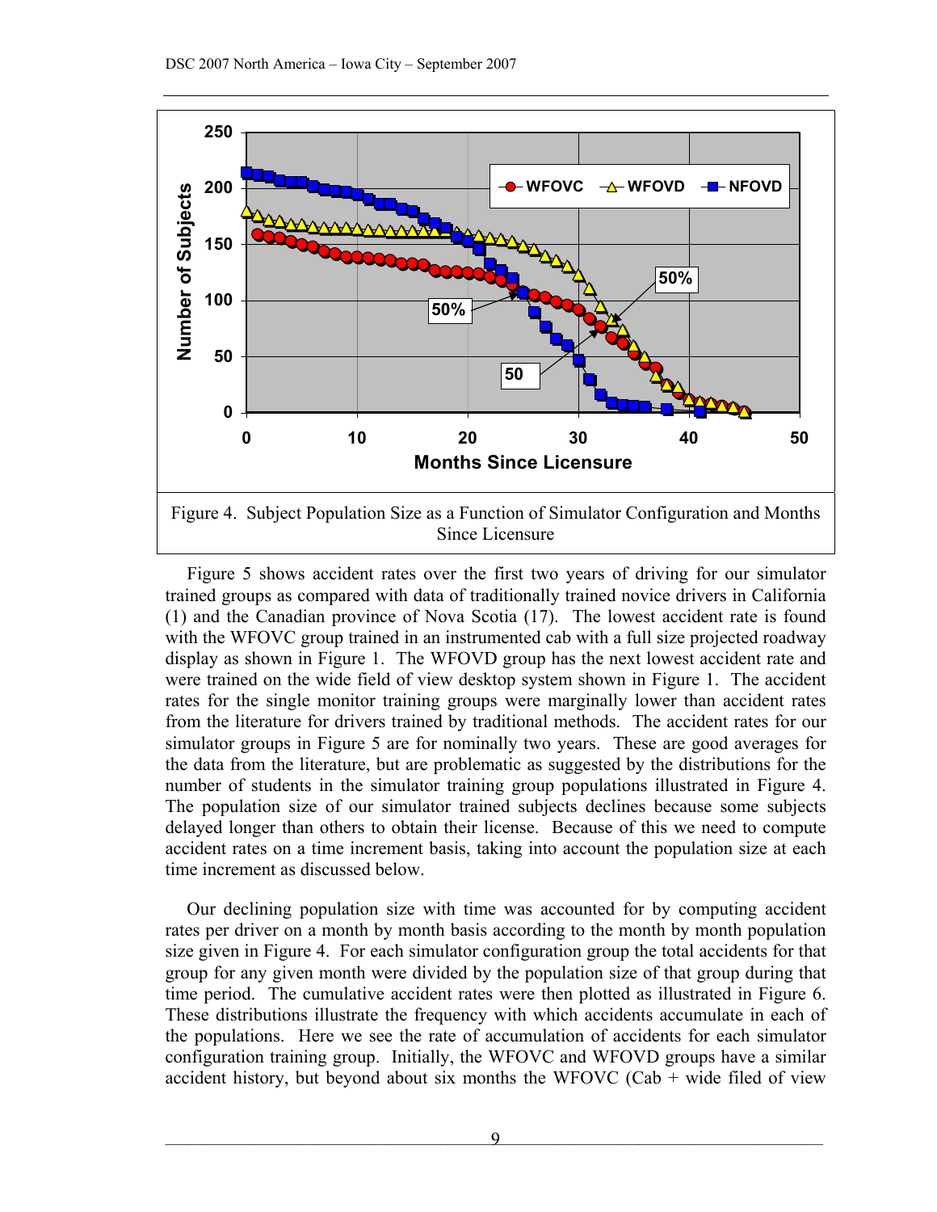Figure 4. Subject Population Size as a Function of Simulator Configuration and Months Since Licensure

Figure 5 shows accident rates over the first two years of driving for our simulator trained groups as compared with data of traditionally trained novice drivers in California (1) and the Canadian province of Nova Scotia (17). The lowest accident rate is found with the WFOVC group trained in an instrumented cab with a full size projected roadway display as shown in Figure 1. The WFOVD group has the next lowest accident rate and were trained on the wide field of view desktop system shown in Figure 1. The accident rates for the single monitor training groups were marginally lower than accident rates from the literature for drivers trained by traditional methods. The accident rates for our simulator groups in Figure 5 are for nominally two years. These are good averages for the data from the literature, but are problematic as suggested by the distributions for the number of students in the simulator training group populations illustrated in Figure 4. The population size of our simulator trained subjects declines because some subjects delayed longer than others to obtain their license. Because of this we need to compute accident rates on a time increment basis, taking into account the population size at each time increment as discussed below.

Our declining population size with time was accounted for by computing accident rates per driver on a month by month basis according to the month by month population size given in Figure 4. For each simulator configuration group the total accidents for that group for any given month were divided by the population size of that group during that time period. The cumulative accident rates were then plotted as illustrated in Figure 6. These distributions illustrate the frequency with which accidents accumulate in each of the populations. Here we see the rate of accumulation of accidents for each simulator configuration training group. Initially, the WFOVC and WFOVD groups have a similar accident history, but beyond about six months the WFOVC (Cab + wide filed of view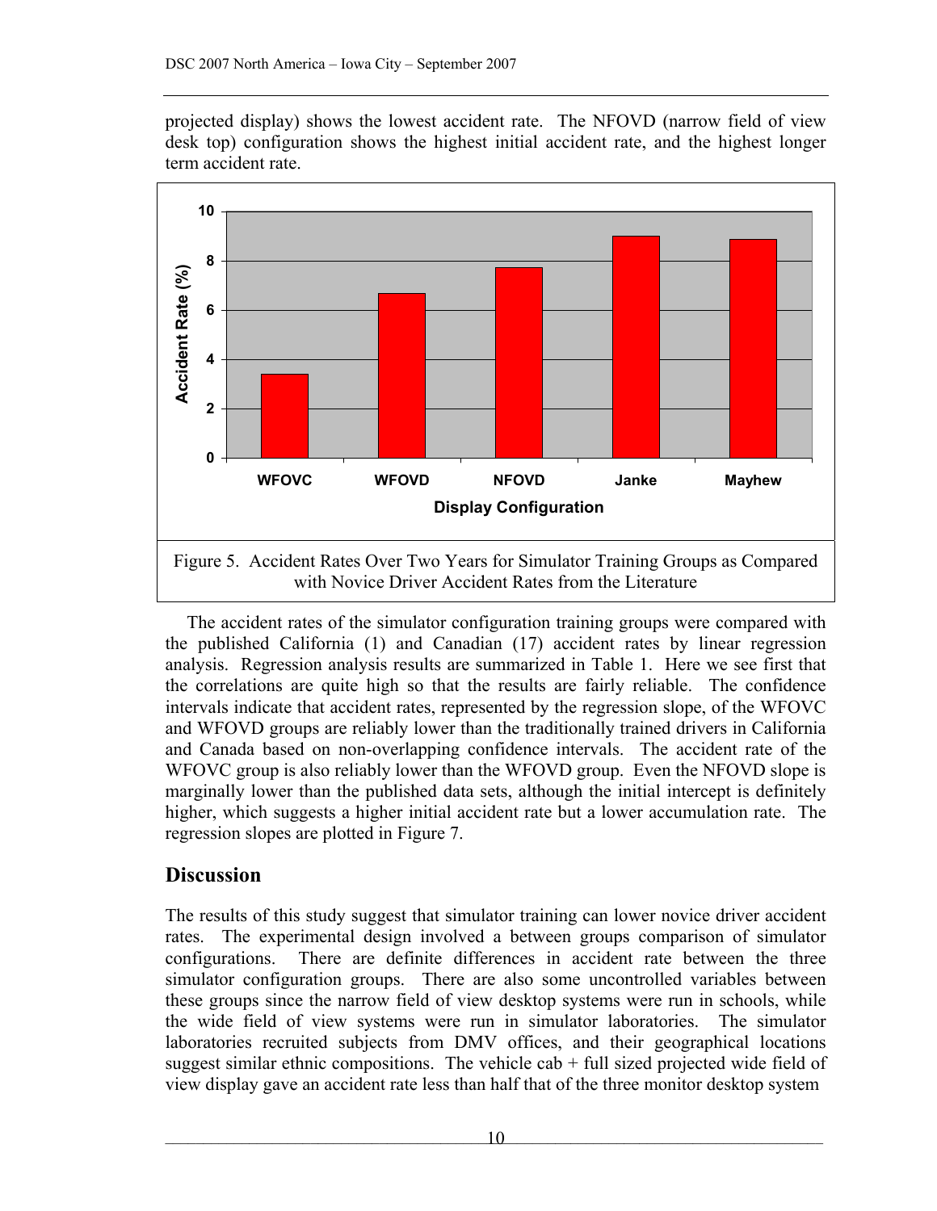projected display) shows the lowest accident rate. The NFOVD (narrow field of view desk top) configuration shows the highest initial accident rate, and the highest longer term accident rate.

Figure 5. Accident Rates Over Two Years for Simulator Training Groups as Compared with Novice Driver Accident Rates from the Literature

The accident rates of the simulator configuration training groups were compared with the published California (1) and Canadian (17) accident rates by linear regression analysis. Regression analysis results are summarized in Table 1. Here we see first that the correlations are quite high so that the results are fairly reliable. The confidence intervals indicate that accident rates, represented by the regression slope, of the WFOVC and WFOVD groups are reliably lower than the traditionally trained drivers in California and Canada based on non-overlapping confidence intervals. The accident rate of the WFOVC group is also reliably lower than the WFOVD group. Even the NFOVD slope is marginally lower than the published data sets, although the initial intercept is definitely higher, which suggests a higher initial accident rate but a lower accumulation rate. The regression slopes are plotted in Figure 7.

## Discussion

The results of this study suggest that simulator training can lower novice driver accident rates. The experimental design involved a between groups comparison of simulator configurations. There are definite differences in accident rate between the three simulator configuration groups. There are also some uncontrolled variables between these groups since the narrow field of view desktop systems were run in schools, while the wide field of view systems were run in simulator laboratories. The simulator laboratories recruited subjects from DMV offices, and their geographical locations suggest similar ethnic compositions. The vehicle cab + full sized projected wide field of view display gave an accident rate less than half that of the three monitor desktop system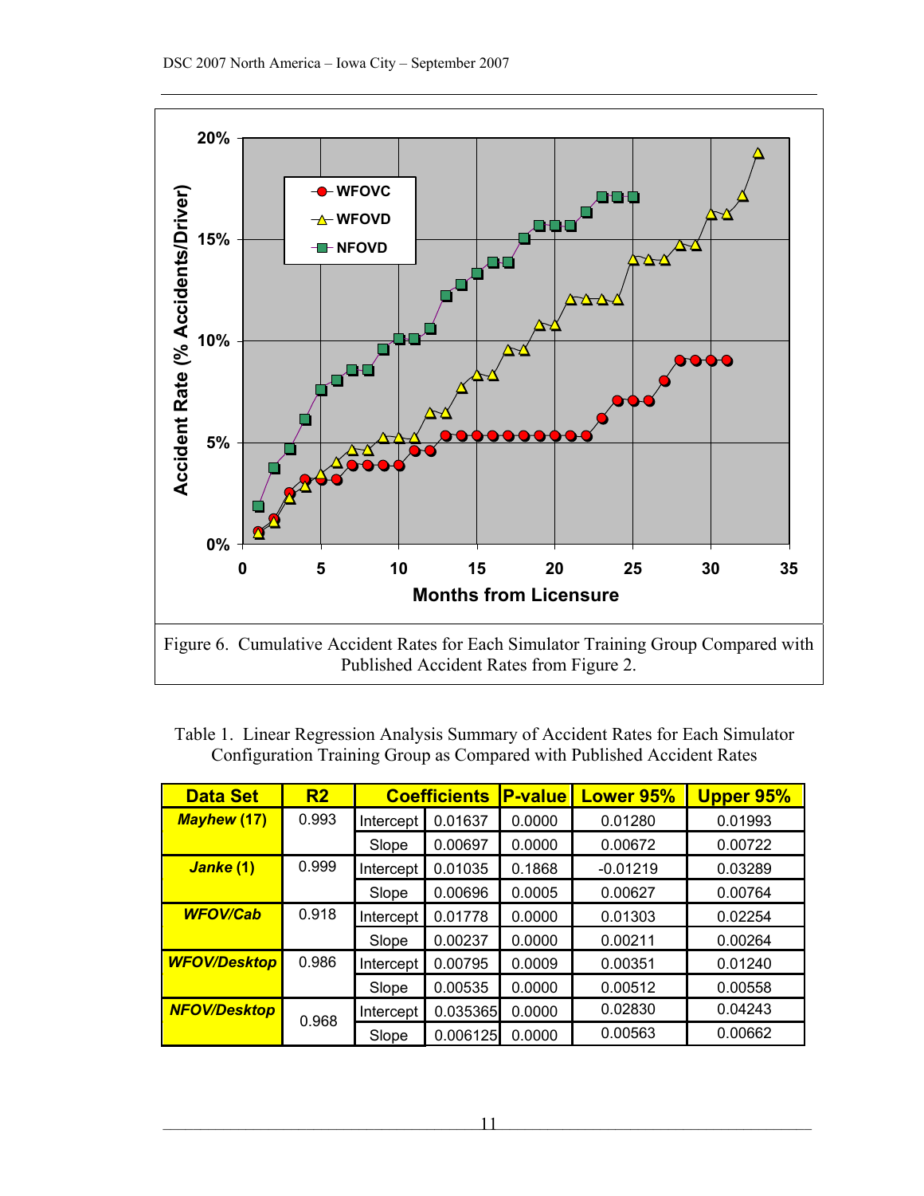Figure 6. Cumulative Accident Rates for Each Simulator Training Group Compared with Published Accident Rates from Figure 2.

Table 1. Linear Regression Analysis Summary of Accident Rates for Each Simulator Configuration Training Group as Compared with Published Accident Rates

| Data Set | R2 | Coefficients | | P-value | Lower 95% | Upper 95% |
|---|---|---|---|---|---|---|
| ***Mayhew* (17)** | 0.993 | Intercept | 0.01637 | 0.0000 | 0.01280 | 0.01993 |
| | | Slope | 0.00697 | 0.0000 | 0.00672 | 0.00722 |
| ***Janke* (1)** | 0.999 | Intercept | 0.01035 | 0.1868 | -0.01219 | 0.03289 |
| | | Slope | 0.00696 | 0.0005 | 0.00627 | 0.00764 |
| ***WFOV/Cab*** | 0.918 | Intercept | 0.01778 | 0.0000 | 0.01303 | 0.02254 |
| | | Slope | 0.00237 | 0.0000 | 0.00211 | 0.00264 |
| ***WFOV/Desktop*** | 0.986 | Intercept | 0.00795 | 0.0009 | 0.00351 | 0.01240 |
| | | Slope | 0.00535 | 0.0000 | 0.00512 | 0.00558 |
| ***NFOV/Desktop*** | 0.968 | Intercept | 0.035365 | 0.0000 | 0.02830 | 0.04243 |
| | | Slope | 0.006125 | 0.0000 | 0.00563 | 0.00662 |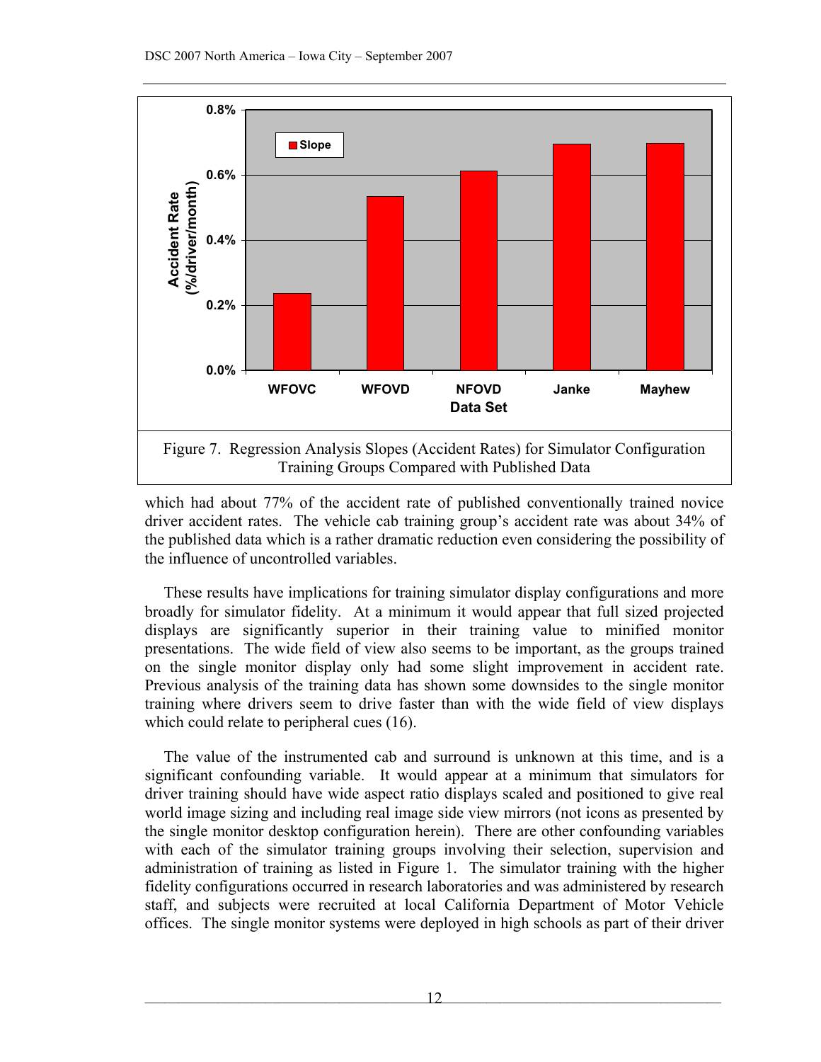Figure 7. Regression Analysis Slopes (Accident Rates) for Simulator Configuration Training Groups Compared with Published Data

which had about 77% of the accident rate of published conventionally trained novice driver accident rates. The vehicle cab training group's accident rate was about 34% of the published data which is a rather dramatic reduction even considering the possibility of the influence of uncontrolled variables.

These results have implications for training simulator display configurations and more broadly for simulator fidelity. At a minimum it would appear that full sized projected displays are significantly superior in their training value to minified monitor presentations. The wide field of view also seems to be important, as the groups trained on the single monitor display only had some slight improvement in accident rate. Previous analysis of the training data has shown some downsides to the single monitor training where drivers seem to drive faster than with the wide field of view displays which could relate to peripheral cues (16).

The value of the instrumented cab and surround is unknown at this time, and is a significant confounding variable. It would appear at a minimum that simulators for driver training should have wide aspect ratio displays scaled and positioned to give real world image sizing and including real image side view mirrors (not icons as presented by the single monitor desktop configuration herein). There are other confounding variables with each of the simulator training groups involving their selection, supervision and administration of training as listed in Figure 1. The simulator training with the higher fidelity configurations occurred in research laboratories and was administered by research staff, and subjects were recruited at local California Department of Motor Vehicle offices. The single monitor systems were deployed in high schools as part of their driver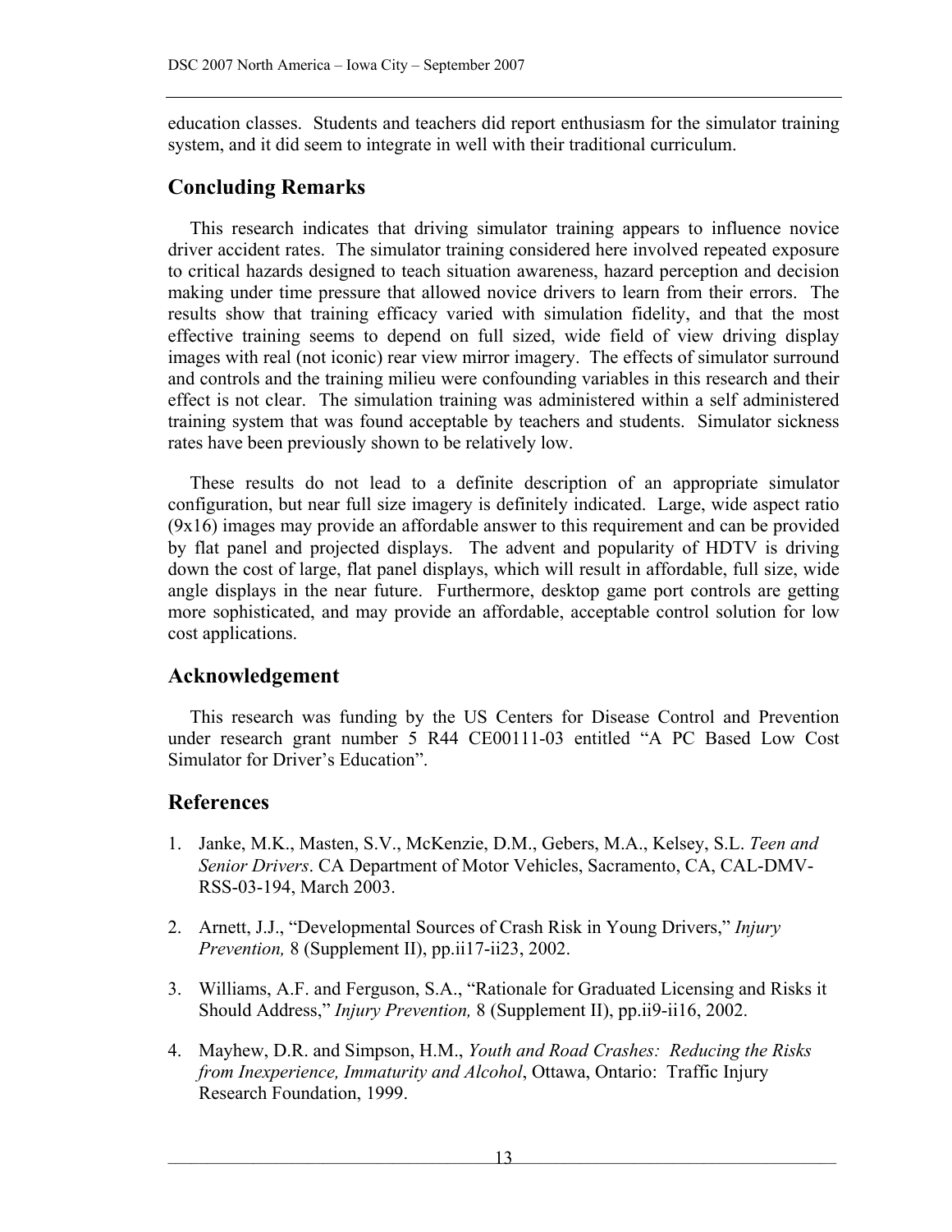education classes. Students and teachers did report enthusiasm for the simulator training system, and it did seem to integrate in well with their traditional curriculum.

## Concluding Remarks

This research indicates that driving simulator training appears to influence novice driver accident rates. The simulator training considered here involved repeated exposure to critical hazards designed to teach situation awareness, hazard perception and decision making under time pressure that allowed novice drivers to learn from their errors. The results show that training efficacy varied with simulation fidelity, and that the most effective training seems to depend on full sized, wide field of view driving display images with real (not iconic) rear view mirror imagery. The effects of simulator surround and controls and the training milieu were confounding variables in this research and their effect is not clear. The simulation training was administered within a self administered training system that was found acceptable by teachers and students. Simulator sickness rates have been previously shown to be relatively low.

These results do not lead to a definite description of an appropriate simulator configuration, but near full size imagery is definitely indicated. Large, wide aspect ratio (9x16) images may provide an affordable answer to this requirement and can be provided by flat panel and projected displays. The advent and popularity of HDTV is driving down the cost of large, flat panel displays, which will result in affordable, full size, wide angle displays in the near future. Furthermore, desktop game port controls are getting more sophisticated, and may provide an affordable, acceptable control solution for low cost applications.

## Acknowledgement

This research was funding by the US Centers for Disease Control and Prevention under research grant number 5 R44 CE00111-03 entitled "A PC Based Low Cost Simulator for Driver's Education".

## References

1. Janke, M.K., Masten, S.V., McKenzie, D.M., Gebers, M.A., Kelsey, S.L. *Teen and Senior Drivers*. CA Department of Motor Vehicles, Sacramento, CA, CAL-DMV-RSS-03-194, March 2003.

2. Arnett, J.J., "Developmental Sources of Crash Risk in Young Drivers," *Injury Prevention,* 8 (Supplement II), pp.ii17-ii23, 2002.

3. Williams, A.F. and Ferguson, S.A., "Rationale for Graduated Licensing and Risks it Should Address," *Injury Prevention,* 8 (Supplement II), pp.ii9-ii16, 2002.

4. Mayhew, D.R. and Simpson, H.M., *Youth and Road Crashes: Reducing the Risks from Inexperience, Immaturity and Alcohol*, Ottawa, Ontario: Traffic Injury Research Foundation, 1999.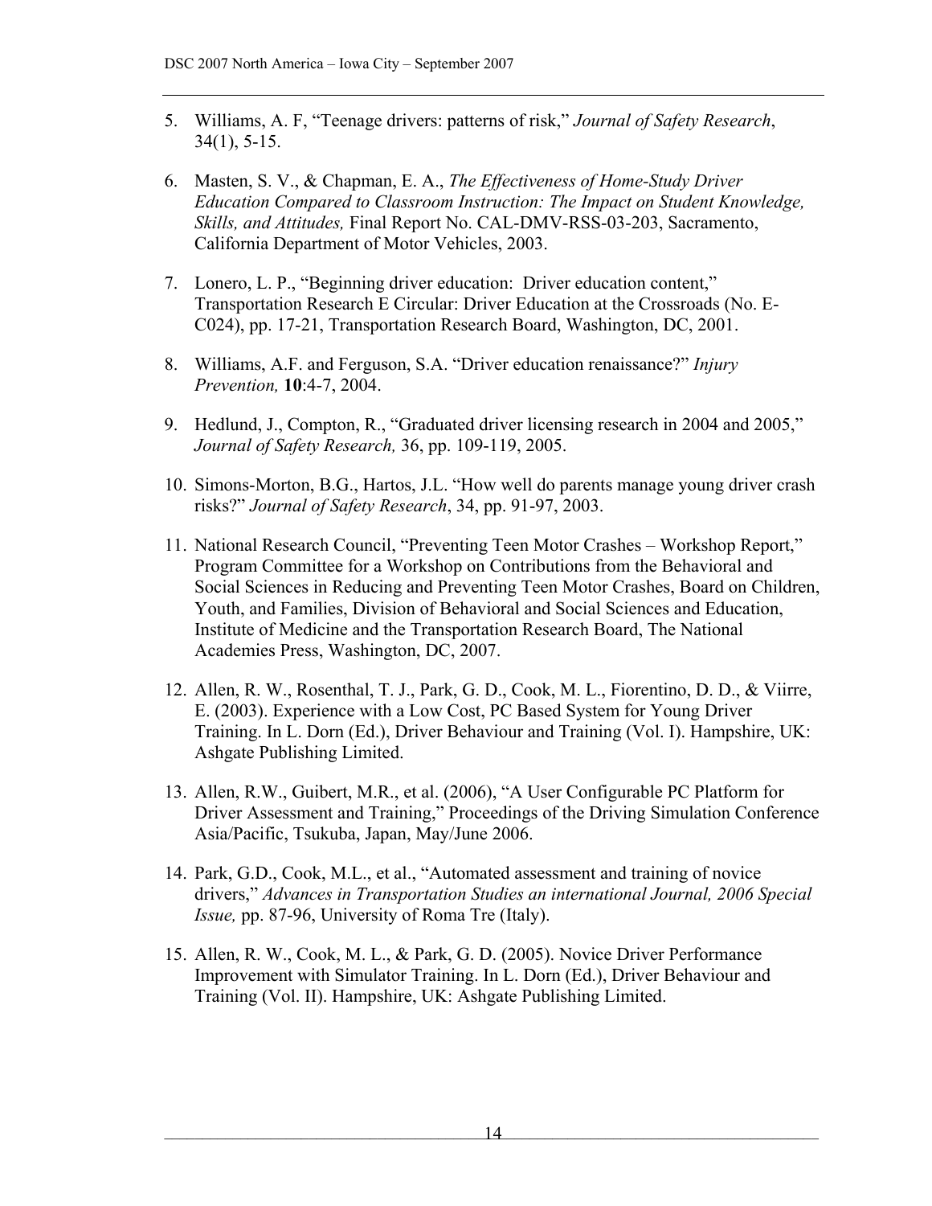5. Williams, A. F, "Teenage drivers: patterns of risk," *Journal of Safety Research*, 34(1), 5-15.

6. Masten, S. V., & Chapman, E. A., *The Effectiveness of Home-Study Driver Education Compared to Classroom Instruction: The Impact on Student Knowledge, Skills, and Attitudes,* Final Report No. CAL-DMV-RSS-03-203, Sacramento, California Department of Motor Vehicles, 2003.

7. Lonero, L. P., "Beginning driver education: Driver education content," Transportation Research E Circular: Driver Education at the Crossroads (No. E-C024), pp. 17-21, Transportation Research Board, Washington, DC, 2001.

8. Williams, A.F. and Ferguson, S.A. "Driver education renaissance?" *Injury Prevention,* **10**:4-7, 2004.

9. Hedlund, J., Compton, R., "Graduated driver licensing research in 2004 and 2005," *Journal of Safety Research,* 36, pp. 109-119, 2005.

10. Simons-Morton, B.G., Hartos, J.L. "How well do parents manage young driver crash risks?" *Journal of Safety Research*, 34, pp. 91-97, 2003.

11. National Research Council, "Preventing Teen Motor Crashes – Workshop Report," Program Committee for a Workshop on Contributions from the Behavioral and Social Sciences in Reducing and Preventing Teen Motor Crashes, Board on Children, Youth, and Families, Division of Behavioral and Social Sciences and Education, Institute of Medicine and the Transportation Research Board, The National Academies Press, Washington, DC, 2007.

12. Allen, R. W., Rosenthal, T. J., Park, G. D., Cook, M. L., Fiorentino, D. D., & Viirre, E. (2003). Experience with a Low Cost, PC Based System for Young Driver Training. In L. Dorn (Ed.), Driver Behaviour and Training (Vol. I). Hampshire, UK: Ashgate Publishing Limited.

13. Allen, R.W., Guibert, M.R., et al. (2006), "A User Configurable PC Platform for Driver Assessment and Training," Proceedings of the Driving Simulation Conference Asia/Pacific, Tsukuba, Japan, May/June 2006.

14. Park, G.D., Cook, M.L., et al., "Automated assessment and training of novice drivers," *Advances in Transportation Studies an international Journal, 2006 Special Issue,* pp. 87-96, University of Roma Tre (Italy).

15. Allen, R. W., Cook, M. L., & Park, G. D. (2005). Novice Driver Performance Improvement with Simulator Training. In L. Dorn (Ed.), Driver Behaviour and Training (Vol. II). Hampshire, UK: Ashgate Publishing Limited.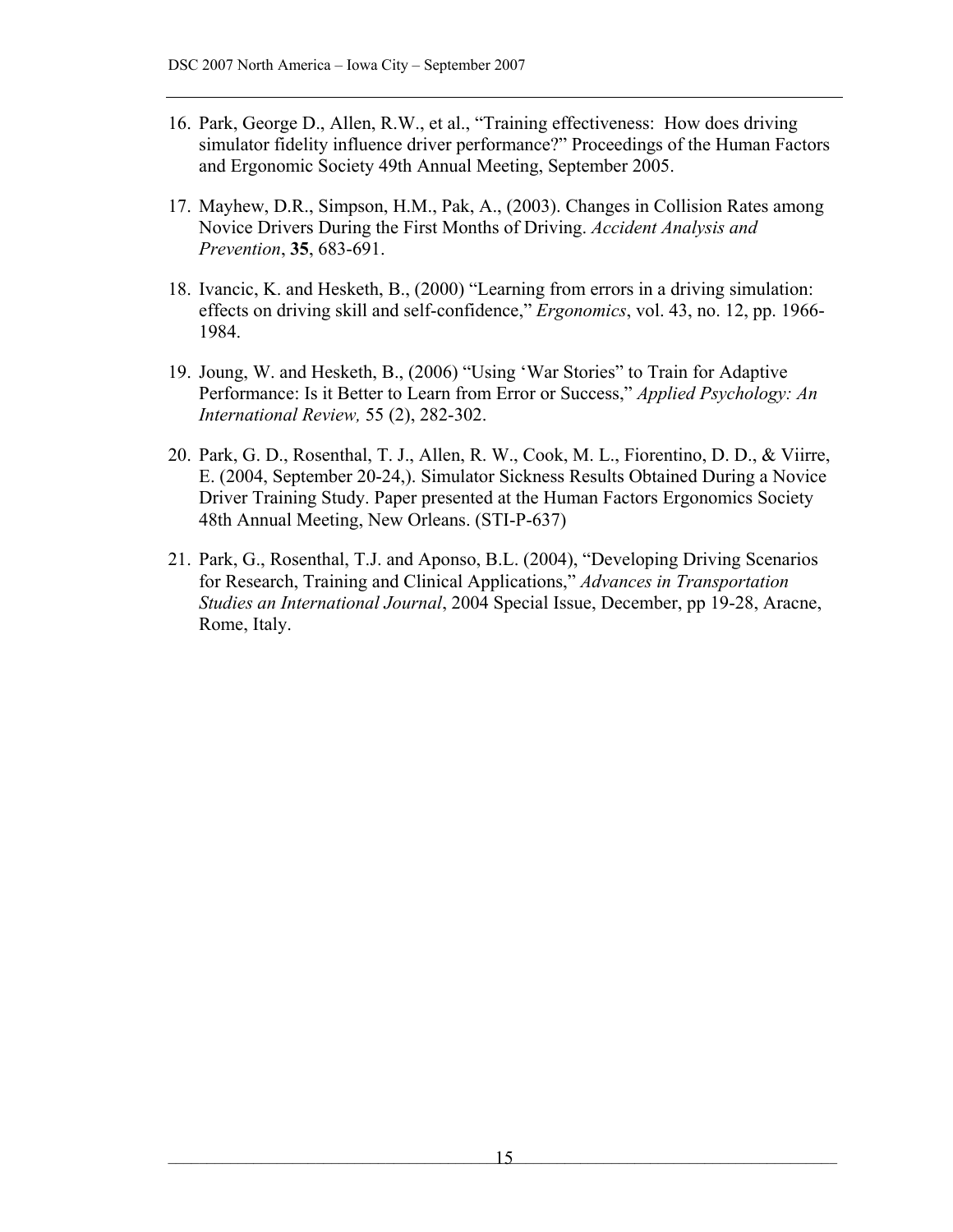16. Park, George D., Allen, R.W., et al., "Training effectiveness: How does driving simulator fidelity influence driver performance?" Proceedings of the Human Factors and Ergonomic Society 49th Annual Meeting, September 2005.

17. Mayhew, D.R., Simpson, H.M., Pak, A., (2003). Changes in Collision Rates among Novice Drivers During the First Months of Driving. *Accident Analysis and Prevention*, **35**, 683-691.

18. Ivancic, K. and Hesketh, B., (2000) "Learning from errors in a driving simulation: effects on driving skill and self-confidence," *Ergonomics*, vol. 43, no. 12, pp. 1966-1984.

19. Joung, W. and Hesketh, B., (2006) "Using 'War Stories" to Train for Adaptive Performance: Is it Better to Learn from Error or Success," *Applied Psychology: An International Review,* 55 (2), 282-302.

20. Park, G. D., Rosenthal, T. J., Allen, R. W., Cook, M. L., Fiorentino, D. D., & Viirre, E. (2004, September 20-24,). Simulator Sickness Results Obtained During a Novice Driver Training Study. Paper presented at the Human Factors Ergonomics Society 48th Annual Meeting, New Orleans. (STI-P-637)

21. Park, G., Rosenthal, T.J. and Aponso, B.L. (2004), "Developing Driving Scenarios for Research, Training and Clinical Applications," *Advances in Transportation Studies an International Journal*, 2004 Special Issue, December, pp 19-28, Aracne, Rome, Italy.